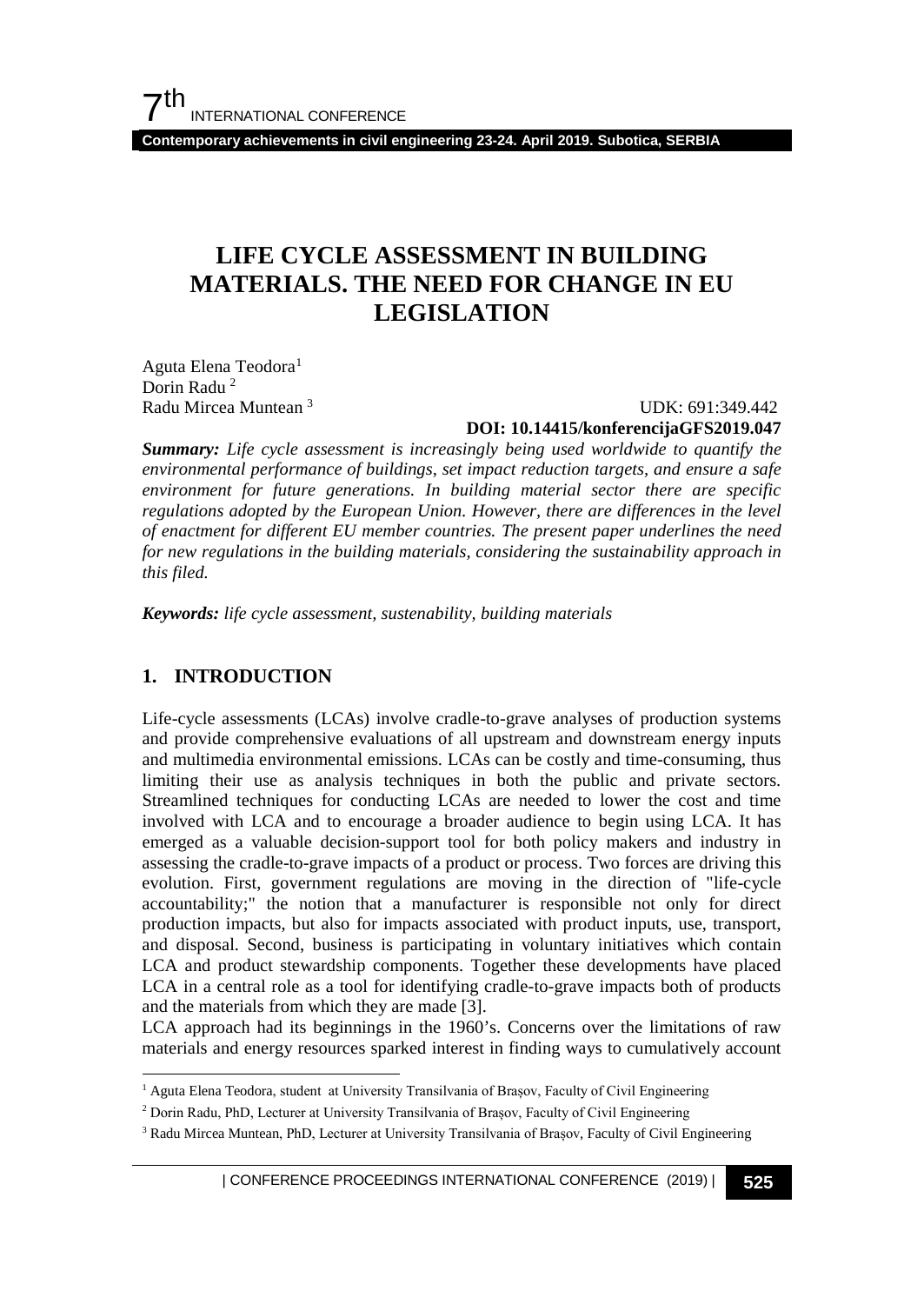# LIFE CYCLE ASSESSMENT IN BUILDING MATERIALS. THE NEED FOR CHANGE IN EU LEGISLATION

Aguta Elena Teodora[1]
Dorin Radu [2]
Radu Mircea Muntean [3]

UDK: 691:349.442
**DOI: 10.14415/konferencijaGFS2019.047**

***Summary:*** *Life cycle assessment is increasingly being used worldwide to quantify the environmental performance of buildings, set impact reduction targets, and ensure a safe environment for future generations. In building material sector there are specific regulations adopted by the European Union. However, there are differences in the level of enactment for different EU member countries. The present paper underlines the need for new regulations in the building materials, considering the sustainability approach in this filed.*

***Keywords:*** *life cycle assessment, sustenability, building materials*

## 1. INTRODUCTION

Life-cycle assessments (LCAs) involve cradle-to-grave analyses of production systems and provide comprehensive evaluations of all upstream and downstream energy inputs and multimedia environmental emissions. LCAs can be costly and time-consuming, thus limiting their use as analysis techniques in both the public and private sectors. Streamlined techniques for conducting LCAs are needed to lower the cost and time involved with LCA and to encourage a broader audience to begin using LCA. It has emerged as a valuable decision-support tool for both policy makers and industry in assessing the cradle-to-grave impacts of a product or process. Two forces are driving this evolution. First, government regulations are moving in the direction of "life-cycle accountability;" the notion that a manufacturer is responsible not only for direct production impacts, but also for impacts associated with product inputs, use, transport, and disposal. Second, business is participating in voluntary initiatives which contain LCA and product stewardship components. Together these developments have placed LCA in a central role as a tool for identifying cradle-to-grave impacts both of products and the materials from which they are made [3].

LCA approach had its beginnings in the 1960's. Concerns over the limitations of raw materials and energy resources sparked interest in finding ways to cumulatively account

---

[1] Aguta Elena Teodora, student at University Transilvania of Brașov, Faculty of Civil Engineering

[2] Dorin Radu, PhD, Lecturer at University Transilvania of Brașov, Faculty of Civil Engineering

[3] Radu Mircea Muntean, PhD, Lecturer at University Transilvania of Brașov, Faculty of Civil Engineering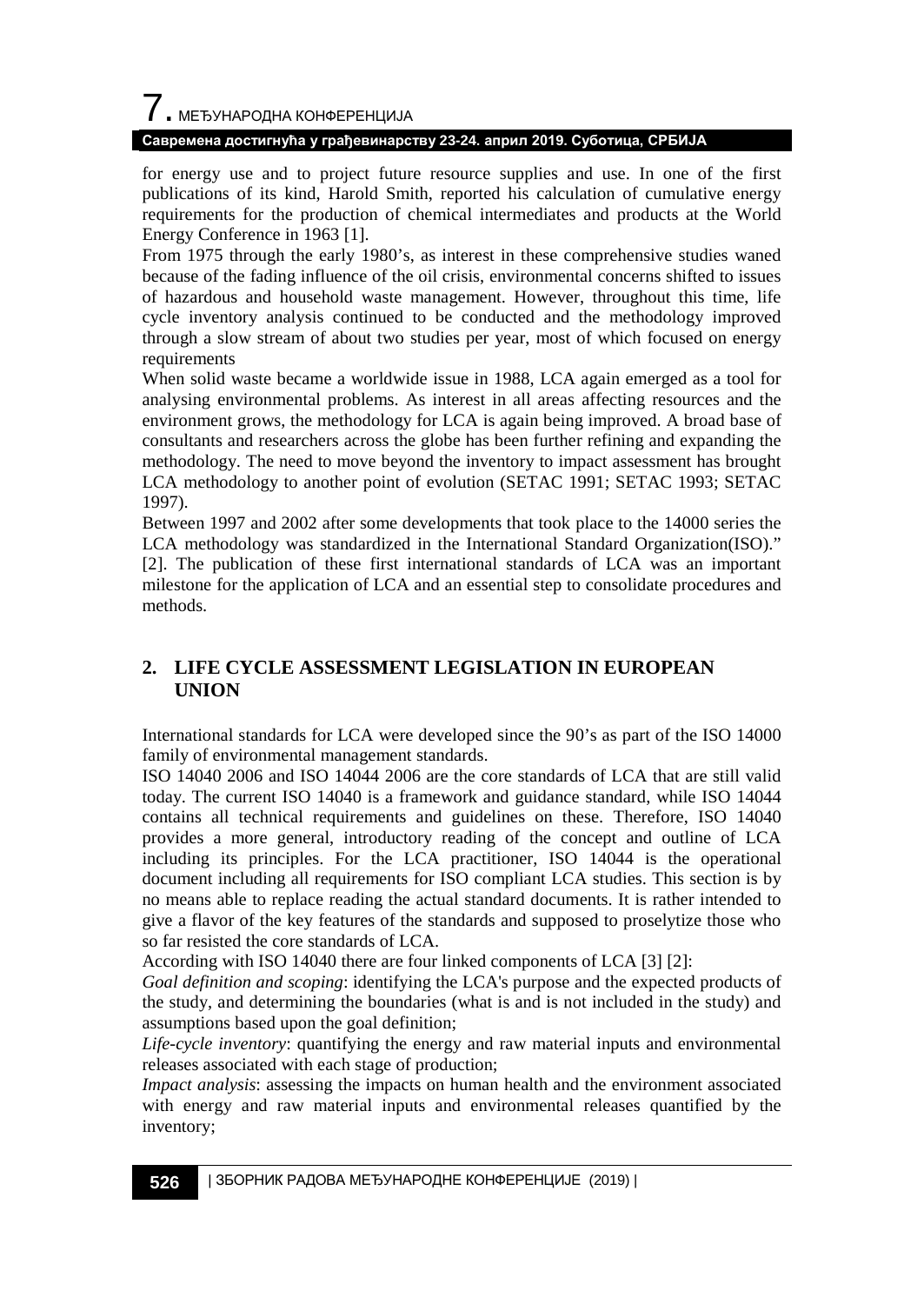for energy use and to project future resource supplies and use. In one of the first publications of its kind, Harold Smith, reported his calculation of cumulative energy requirements for the production of chemical intermediates and products at the World Energy Conference in 1963 [1].

From 1975 through the early 1980's, as interest in these comprehensive studies waned because of the fading influence of the oil crisis, environmental concerns shifted to issues of hazardous and household waste management. However, throughout this time, life cycle inventory analysis continued to be conducted and the methodology improved through a slow stream of about two studies per year, most of which focused on energy requirements

When solid waste became a worldwide issue in 1988, LCA again emerged as a tool for analysing environmental problems. As interest in all areas affecting resources and the environment grows, the methodology for LCA is again being improved. A broad base of consultants and researchers across the globe has been further refining and expanding the methodology. The need to move beyond the inventory to impact assessment has brought LCA methodology to another point of evolution (SETAC 1991; SETAC 1993; SETAC 1997).

Between 1997 and 2002 after some developments that took place to the 14000 series the LCA methodology was standardized in the International Standard Organization(ISO)." [2]. The publication of these first international standards of LCA was an important milestone for the application of LCA and an essential step to consolidate procedures and methods.

## 2. LIFE CYCLE ASSESSMENT LEGISLATION IN EUROPEAN UNION

International standards for LCA were developed since the 90's as part of the ISO 14000 family of environmental management standards.

ISO 14040 2006 and ISO 14044 2006 are the core standards of LCA that are still valid today. The current ISO 14040 is a framework and guidance standard, while ISO 14044 contains all technical requirements and guidelines on these. Therefore, ISO 14040 provides a more general, introductory reading of the concept and outline of LCA including its principles. For the LCA practitioner, ISO 14044 is the operational document including all requirements for ISO compliant LCA studies. This section is by no means able to replace reading the actual standard documents. It is rather intended to give a flavor of the key features of the standards and supposed to proselytize those who so far resisted the core standards of LCA.

According with ISO 14040 there are four linked components of LCA [3] [2]:

*Goal definition and scoping*: identifying the LCA's purpose and the expected products of the study, and determining the boundaries (what is and is not included in the study) and assumptions based upon the goal definition;

*Life-cycle inventory*: quantifying the energy and raw material inputs and environmental releases associated with each stage of production;

*Impact analysis*: assessing the impacts on human health and the environment associated with energy and raw material inputs and environmental releases quantified by the inventory;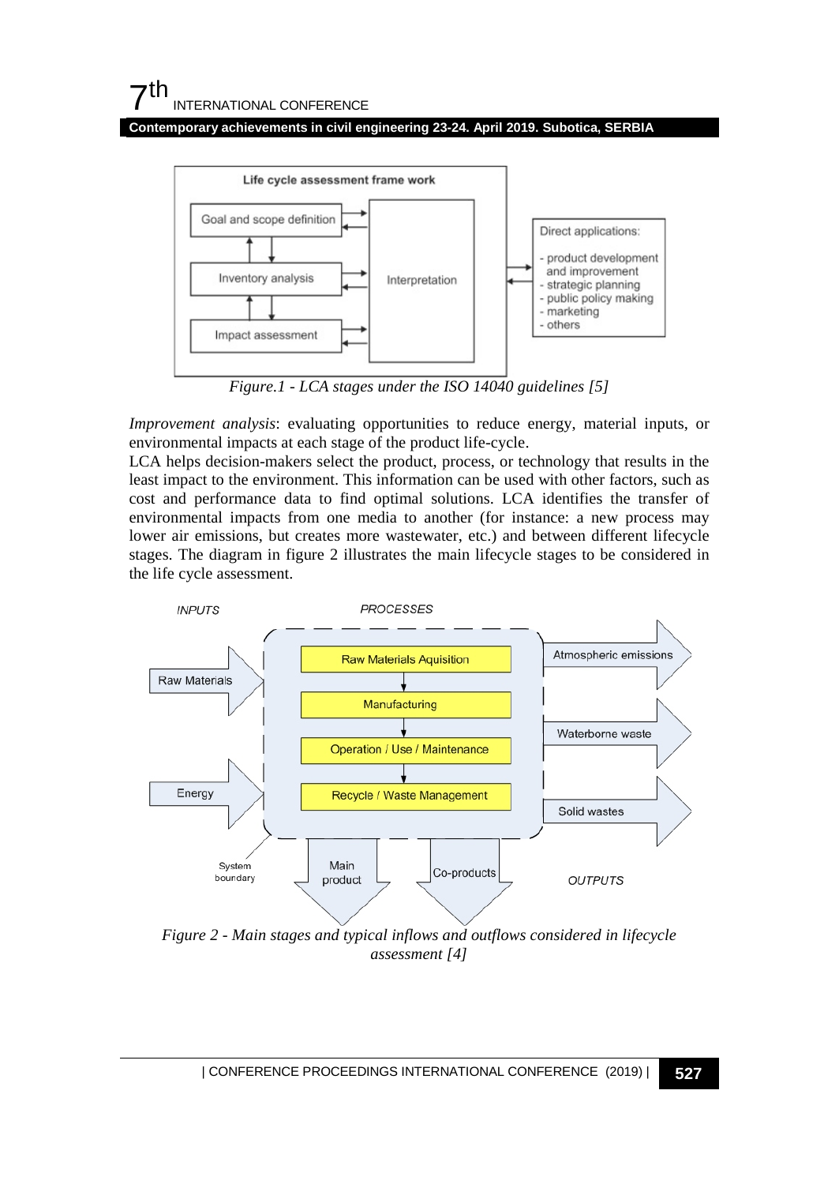*Figure.1 - LCA stages under the ISO 14040 guidelines [5]*

*Improvement analysis*: evaluating opportunities to reduce energy, material inputs, or environmental impacts at each stage of the product life-cycle.

LCA helps decision-makers select the product, process, or technology that results in the least impact to the environment. This information can be used with other factors, such as cost and performance data to find optimal solutions. LCA identifies the transfer of environmental impacts from one media to another (for instance: a new process may lower air emissions, but creates more wastewater, etc.) and between different lifecycle stages. The diagram in figure 2 illustrates the main lifecycle stages to be considered in the life cycle assessment.

*Figure 2 - Main stages and typical inflows and outflows considered in lifecycle assessment [4]*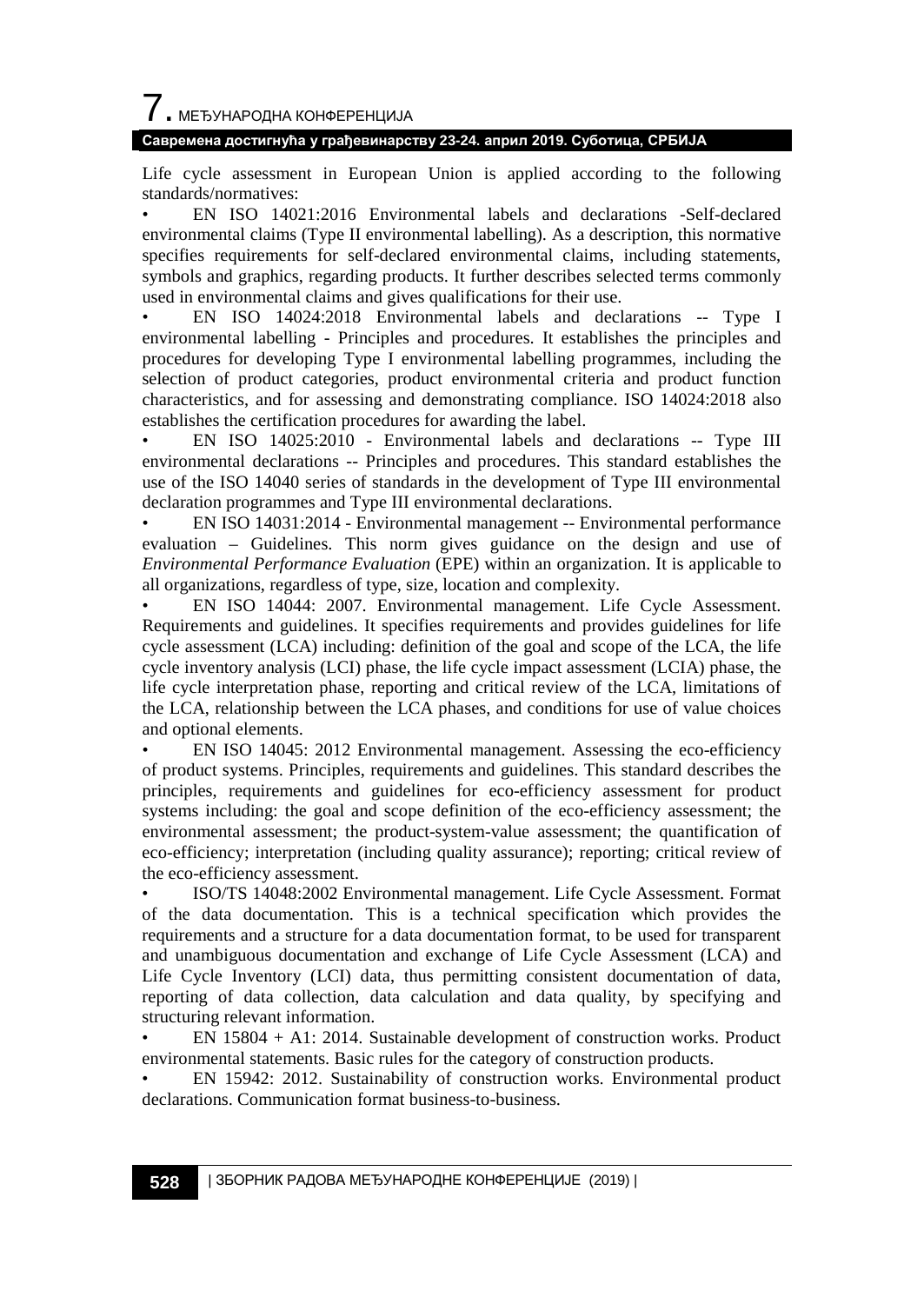Life cycle assessment in European Union is applied according to the following standards/normatives:

- EN ISO 14021:2016 Environmental labels and declarations -Self-declared environmental claims (Type II environmental labelling). As a description, this normative specifies requirements for self-declared environmental claims, including statements, symbols and graphics, regarding products. It further describes selected terms commonly used in environmental claims and gives qualifications for their use.
- EN ISO 14024:2018 Environmental labels and declarations -- Type I environmental labelling - Principles and procedures. It establishes the principles and procedures for developing Type I environmental labelling programmes, including the selection of product categories, product environmental criteria and product function characteristics, and for assessing and demonstrating compliance. ISO 14024:2018 also establishes the certification procedures for awarding the label.
- EN ISO 14025:2010 - Environmental labels and declarations -- Type III environmental declarations -- Principles and procedures. This standard establishes the use of the ISO 14040 series of standards in the development of Type III environmental declaration programmes and Type III environmental declarations.
- EN ISO 14031:2014 - Environmental management -- Environmental performance evaluation – Guidelines. This norm gives guidance on the design and use of *Environmental Performance Evaluation* (EPE) within an organization. It is applicable to all organizations, regardless of type, size, location and complexity.
- EN ISO 14044: 2007. Environmental management. Life Cycle Assessment. Requirements and guidelines. It specifies requirements and provides guidelines for life cycle assessment (LCA) including: definition of the goal and scope of the LCA, the life cycle inventory analysis (LCI) phase, the life cycle impact assessment (LCIA) phase, the life cycle interpretation phase, reporting and critical review of the LCA, limitations of the LCA, relationship between the LCA phases, and conditions for use of value choices and optional elements.
- EN ISO 14045: 2012 Environmental management. Assessing the eco-efficiency of product systems. Principles, requirements and guidelines. This standard describes the principles, requirements and guidelines for eco-efficiency assessment for product systems including: the goal and scope definition of the eco-efficiency assessment; the environmental assessment; the product-system-value assessment; the quantification of eco-efficiency; interpretation (including quality assurance); reporting; critical review of the eco-efficiency assessment.
- ISO/TS 14048:2002 Environmental management. Life Cycle Assessment. Format of the data documentation. This is a technical specification which provides the requirements and a structure for a data documentation format, to be used for transparent and unambiguous documentation and exchange of Life Cycle Assessment (LCA) and Life Cycle Inventory (LCI) data, thus permitting consistent documentation of data, reporting of data collection, data calculation and data quality, by specifying and structuring relevant information.
- EN 15804 + A1: 2014. Sustainable development of construction works. Product environmental statements. Basic rules for the category of construction products.
- EN 15942: 2012. Sustainability of construction works. Environmental product declarations. Communication format business-to-business.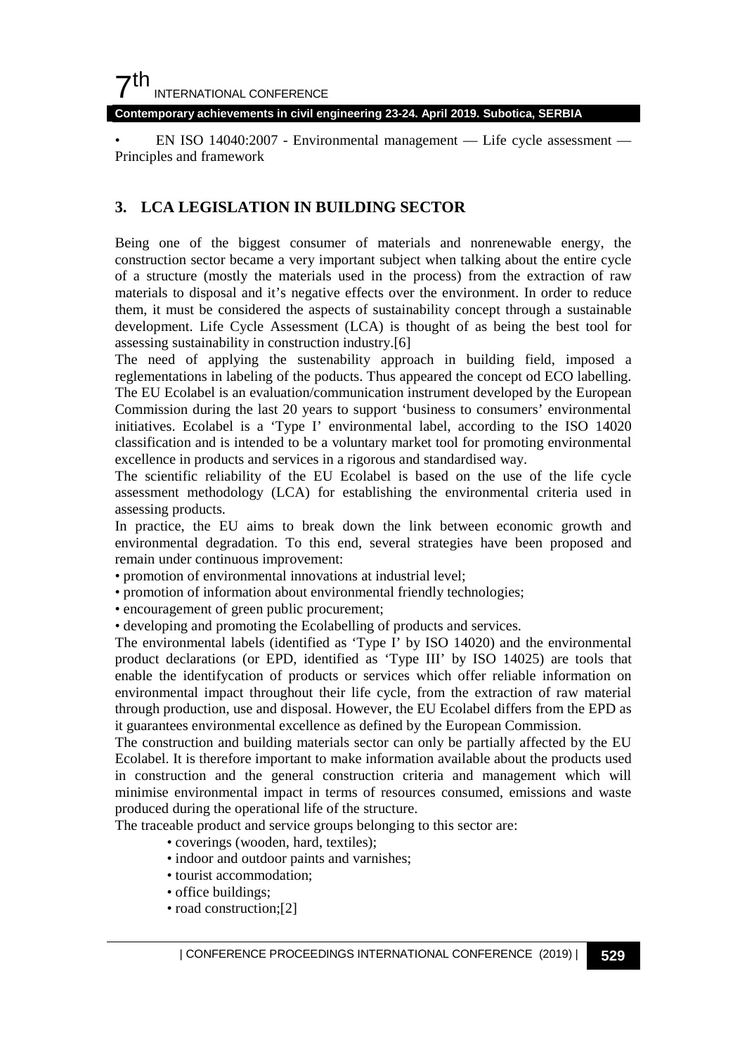- EN ISO 14040:2007 - Environmental management — Life cycle assessment — Principles and framework

## 3. LCA LEGISLATION IN BUILDING SECTOR

Being one of the biggest consumer of materials and nonrenewable energy, the construction sector became a very important subject when talking about the entire cycle of a structure (mostly the materials used in the process) from the extraction of raw materials to disposal and it's negative effects over the environment. In order to reduce them, it must be considered the aspects of sustainability concept through a sustainable development. Life Cycle Assessment (LCA) is thought of as being the best tool for assessing sustainability in construction industry.[6]

The need of applying the sustenability approach in building field, imposed a reglementations in labeling of the poducts. Thus appeared the concept od ECO labelling. The EU Ecolabel is an evaluation/communication instrument developed by the European Commission during the last 20 years to support 'business to consumers' environmental initiatives. Ecolabel is a 'Type I' environmental label, according to the ISO 14020 classification and is intended to be a voluntary market tool for promoting environmental excellence in products and services in a rigorous and standardised way.

The scientific reliability of the EU Ecolabel is based on the use of the life cycle assessment methodology (LCA) for establishing the environmental criteria used in assessing products.

In practice, the EU aims to break down the link between economic growth and environmental degradation. To this end, several strategies have been proposed and remain under continuous improvement:

- promotion of environmental innovations at industrial level;
- promotion of information about environmental friendly technologies;
- encouragement of green public procurement;
- developing and promoting the Ecolabelling of products and services.

The environmental labels (identified as 'Type I' by ISO 14020) and the environmental product declarations (or EPD, identified as 'Type III' by ISO 14025) are tools that enable the identifycation of products or services which offer reliable information on environmental impact throughout their life cycle, from the extraction of raw material through production, use and disposal. However, the EU Ecolabel differs from the EPD as it guarantees environmental excellence as defined by the European Commission.

The construction and building materials sector can only be partially affected by the EU Ecolabel. It is therefore important to make information available about the products used in construction and the general construction criteria and management which will minimise environmental impact in terms of resources consumed, emissions and waste produced during the operational life of the structure.

The traceable product and service groups belonging to this sector are:

- coverings (wooden, hard, textiles);
- indoor and outdoor paints and varnishes;
- tourist accommodation;
- office buildings;
- road construction;[2]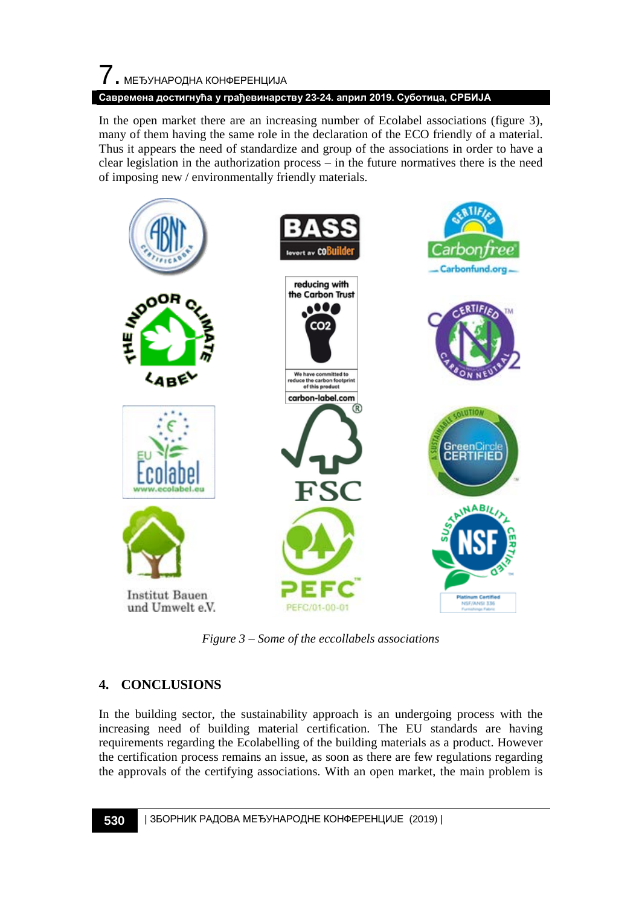In the open market there are an increasing number of Ecolabel associations (figure 3), many of them having the same role in the declaration of the ECO friendly of a material. Thus it appears the need of standardize and group of the associations in order to have a clear legislation in the authorization process – in the future normatives there is the need of imposing new / environmentally friendly materials.

*Figure 3 – Some of the eccollabels associations*

## 4. CONCLUSIONS

In the building sector, the sustainability approach is an undergoing process with the increasing need of building material certification. The EU standards are having requirements regarding the Ecolabelling of the building materials as a product. However the certification process remains an issue, as soon as there are few regulations regarding the approvals of the certifying associations. With an open market, the main problem is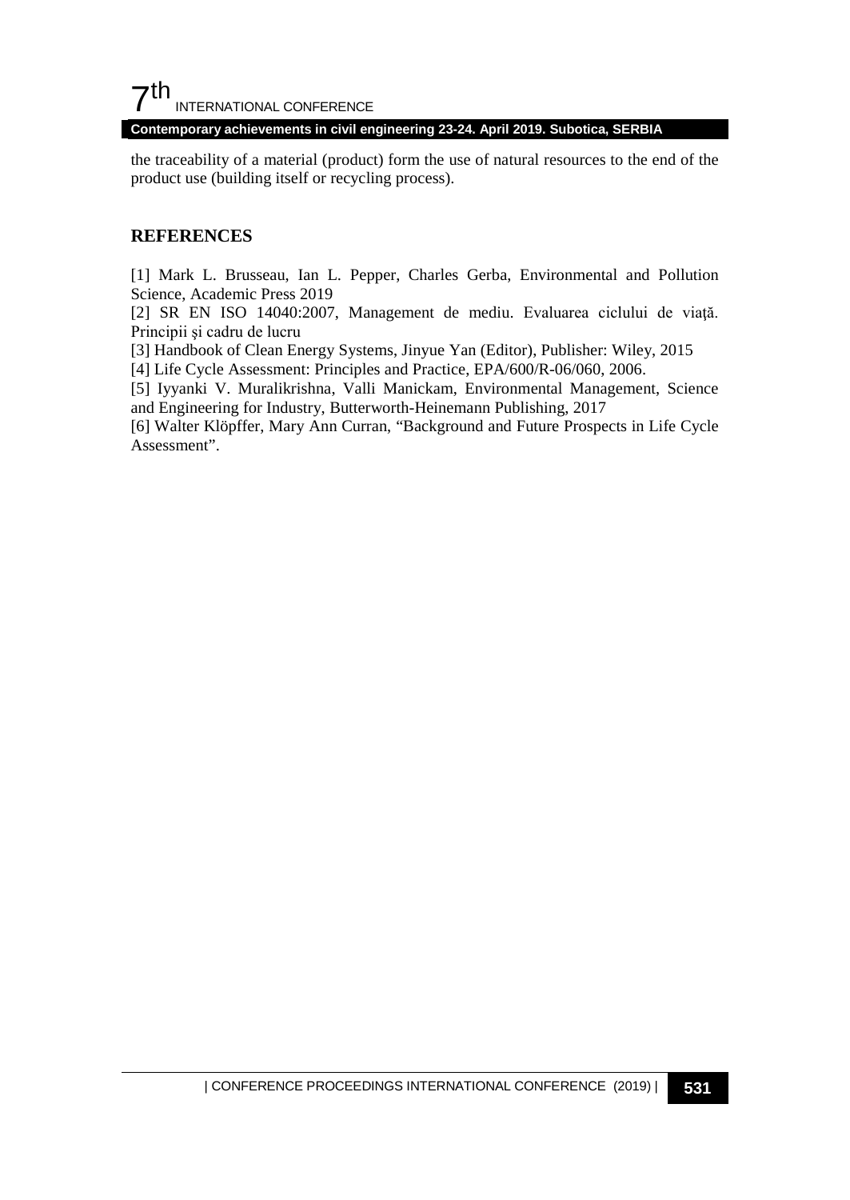the traceability of a material (product) form the use of natural resources to the end of the product use (building itself or recycling process).

## REFERENCES

[1] Mark L. Brusseau, Ian L. Pepper, Charles Gerba, Environmental and Pollution Science, Academic Press 2019

[2] SR EN ISO 14040:2007, Management de mediu. Evaluarea ciclului de viaţă. Principii şi cadru de lucru

[3] Handbook of Clean Energy Systems, Jinyue Yan (Editor), Publisher: Wiley, 2015

[4] Life Cycle Assessment: Principles and Practice, EPA/600/R-06/060, 2006.

[5] Iyyanki V. Muralikrishna, Valli Manickam, Environmental Management, Science and Engineering for Industry, Butterworth-Heinemann Publishing, 2017

[6] Walter Klöpffer, Mary Ann Curran, "Background and Future Prospects in Life Cycle Assessment".